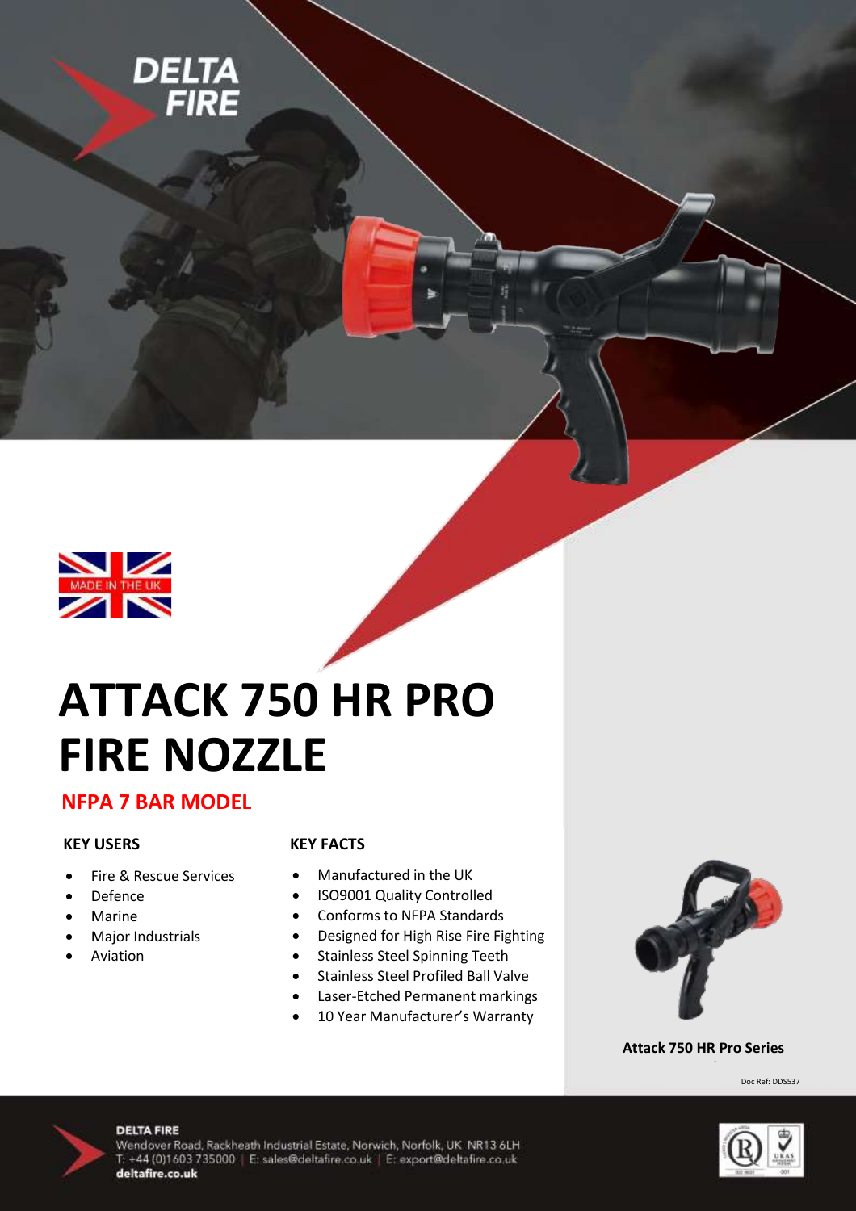# ATTACK 750 HR PRO FIRE NOZZLE

## NFPA 7 BAR MODEL

### KEY USERS

- Fire & Rescue Services
- Defence
- Marine
- Major Industrials
- Aviation

### KEY FACTS

- Manufactured in the UK
- ISO9001 Quality Controlled
- Conforms to NFPA Standards
- Designed for High Rise Fire Fighting
- Stainless Steel Spinning Teeth
- Stainless Steel Profiled Ball Valve
- Laser-Etched Permanent markings
- 10 Year Manufacturer's Warranty

**Attack 750 HR Pro Series**

Doc Ref: DDS537

**DELTA FIRE**
Wendover Road, Rackheath Industrial Estate, Norwich, Norfolk, UK NR13 6LH
T: +44 (0)1603 735000 | E: sales@deltafire.co.uk | E: export@deltafire.co.uk
**deltafire.co.uk**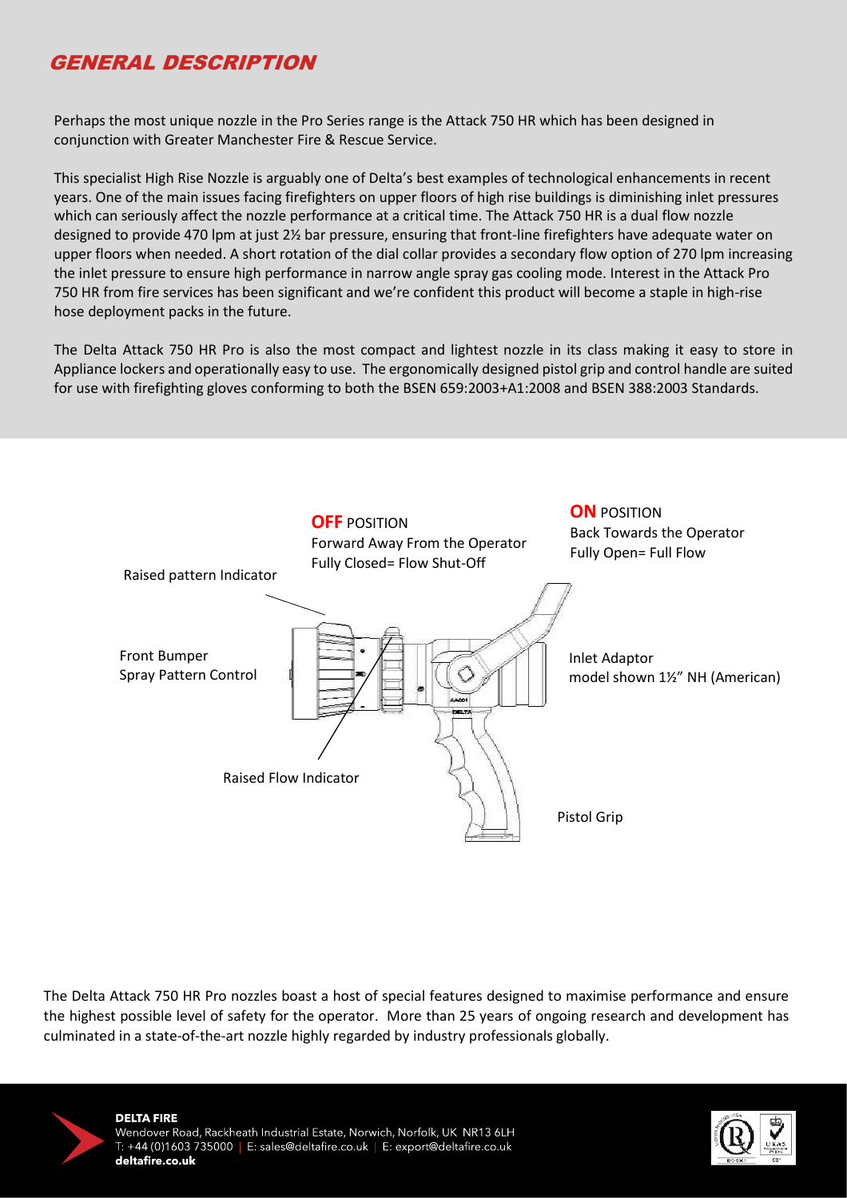## GENERAL DESCRIPTION

Perhaps the most unique nozzle in the Pro Series range is the Attack 750 HR which has been designed in conjunction with Greater Manchester Fire & Rescue Service.

This specialist High Rise Nozzle is arguably one of Delta's best examples of technological enhancements in recent years. One of the main issues facing firefighters on upper floors of high rise buildings is diminishing inlet pressures which can seriously affect the nozzle performance at a critical time. The Attack 750 HR is a dual flow nozzle designed to provide 470 lpm at just 2½ bar pressure, ensuring that front-line firefighters have adequate water on upper floors when needed. A short rotation of the dial collar provides a secondary flow option of 270 lpm increasing the inlet pressure to ensure high performance in narrow angle spray gas cooling mode. Interest in the Attack Pro 750 HR from fire services has been significant and we're confident this product will become a staple in high-rise hose deployment packs in the future.

The Delta Attack 750 HR Pro is also the most compact and lightest nozzle in its class making it easy to store in Appliance lockers and operationally easy to use. The ergonomically designed pistol grip and control handle are suited for use with firefighting gloves conforming to both the BSEN 659:2003+A1:2008 and BSEN 388:2003 Standards.

**OFF** POSITION
Forward Away From the Operator
Fully Closed= Flow Shut-Off

**ON** POSITION
Back Towards the Operator
Fully Open= Full Flow

Raised pattern Indicator

Front Bumper
Spray Pattern Control

Inlet Adaptor
model shown 1½" NH (American)

Raised Flow Indicator

Pistol Grip

The Delta Attack 750 HR Pro nozzles boast a host of special features designed to maximise performance and ensure the highest possible level of safety for the operator. More than 25 years of ongoing research and development has culminated in a state-of-the-art nozzle highly regarded by industry professionals globally.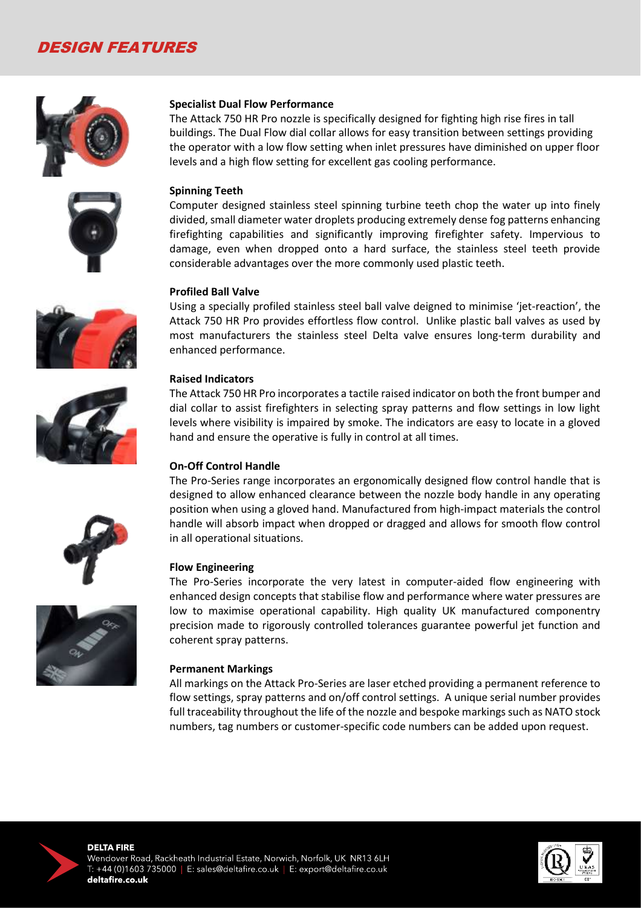# DESIGN FEATURES

**Specialist Dual Flow Performance**

The Attack 750 HR Pro nozzle is specifically designed for fighting high rise fires in tall buildings. The Dual Flow dial collar allows for easy transition between settings providing the operator with a low flow setting when inlet pressures have diminished on upper floor levels and a high flow setting for excellent gas cooling performance.

**Spinning Teeth**

Computer designed stainless steel spinning turbine teeth chop the water up into finely divided, small diameter water droplets producing extremely dense fog patterns enhancing firefighting capabilities and significantly improving firefighter safety. Impervious to damage, even when dropped onto a hard surface, the stainless steel teeth provide considerable advantages over the more commonly used plastic teeth.

**Profiled Ball Valve**

Using a specially profiled stainless steel ball valve deigned to minimise 'jet-reaction', the Attack 750 HR Pro provides effortless flow control. Unlike plastic ball valves as used by most manufacturers the stainless steel Delta valve ensures long-term durability and enhanced performance.

**Raised Indicators**

The Attack 750 HR Pro incorporates a tactile raised indicator on both the front bumper and dial collar to assist firefighters in selecting spray patterns and flow settings in low light levels where visibility is impaired by smoke. The indicators are easy to locate in a gloved hand and ensure the operative is fully in control at all times.

**On-Off Control Handle**

The Pro-Series range incorporates an ergonomically designed flow control handle that is designed to allow enhanced clearance between the nozzle body handle in any operating position when using a gloved hand. Manufactured from high-impact materials the control handle will absorb impact when dropped or dragged and allows for smooth flow control in all operational situations.

**Flow Engineering**

The Pro-Series incorporate the very latest in computer-aided flow engineering with enhanced design concepts that stabilise flow and performance where water pressures are low to maximise operational capability. High quality UK manufactured componentry precision made to rigorously controlled tolerances guarantee powerful jet function and coherent spray patterns.

**Permanent Markings**

All markings on the Attack Pro-Series are laser etched providing a permanent reference to flow settings, spray patterns and on/off control settings. A unique serial number provides full traceability throughout the life of the nozzle and bespoke markings such as NATO stock numbers, tag numbers or customer-specific code numbers can be added upon request.

**DELTA FIRE**
Wendover Road, Rackheath Industrial Estate, Norwich, Norfolk, UK NR13 6LH
T: +44 (0)1603 735000 | E: sales@deltafire.co.uk | E: export@deltafire.co.uk
**deltafire.co.uk**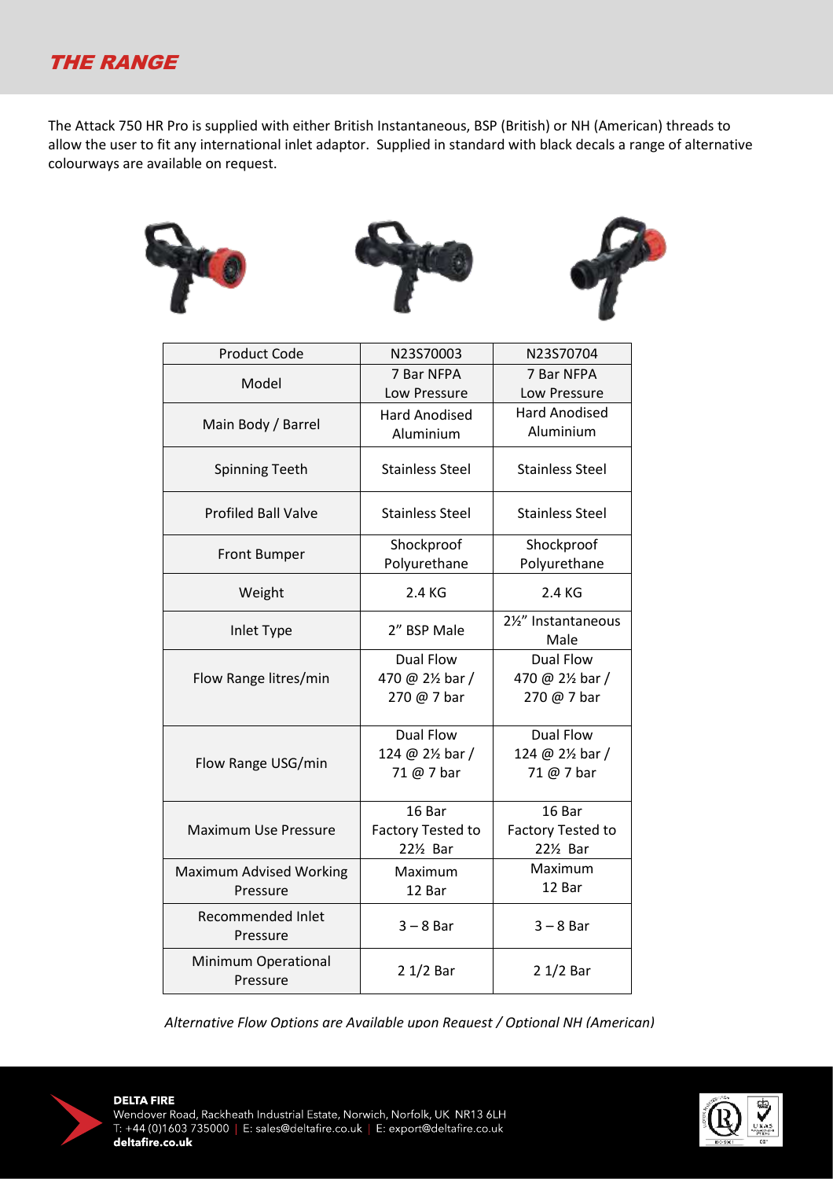## THE RANGE

The Attack 750 HR Pro is supplied with either British Instantaneous, BSP (British) or NH (American) threads to allow the user to fit any international inlet adaptor. Supplied in standard with black decals a range of alternative colourways are available on request.

| Product Code | N23S70003 | N23S70704 |
|---|---|---|
| Model | 7 Bar NFPA Low Pressure | 7 Bar NFPA Low Pressure |
| Main Body / Barrel | Hard Anodised Aluminium | Hard Anodised Aluminium |
| Spinning Teeth | Stainless Steel | Stainless Steel |
| Profiled Ball Valve | Stainless Steel | Stainless Steel |
| Front Bumper | Shockproof Polyurethane | Shockproof Polyurethane |
| Weight | 2.4 KG | 2.4 KG |
| Inlet Type | 2" BSP Male | 2½" Instantaneous Male |
| Flow Range litres/min | Dual Flow 470 @ 2½ bar / 270 @ 7 bar | Dual Flow 470 @ 2½ bar / 270 @ 7 bar |
| Flow Range USG/min | Dual Flow 124 @ 2½ bar / 71 @ 7 bar | Dual Flow 124 @ 2½ bar / 71 @ 7 bar |
| Maximum Use Pressure | 16 Bar Factory Tested to 22½ Bar | 16 Bar Factory Tested to 22½ Bar |
| Maximum Advised Working Pressure | Maximum 12 Bar | Maximum 12 Bar |
| Recommended Inlet Pressure | 3 – 8 Bar | 3 – 8 Bar |
| Minimum Operational Pressure | 2 1/2 Bar | 2 1/2 Bar |

*Alternative Flow Options are Available upon Request / Optional NH (American)*

**DELTA FIRE**
Wendover Road, Rackheath Industrial Estate, Norwich, Norfolk, UK NR13 6LH
T: +44 (0)1603 735000 | E: sales@deltafire.co.uk | E: export@deltafire.co.uk
**deltafire.co.uk**